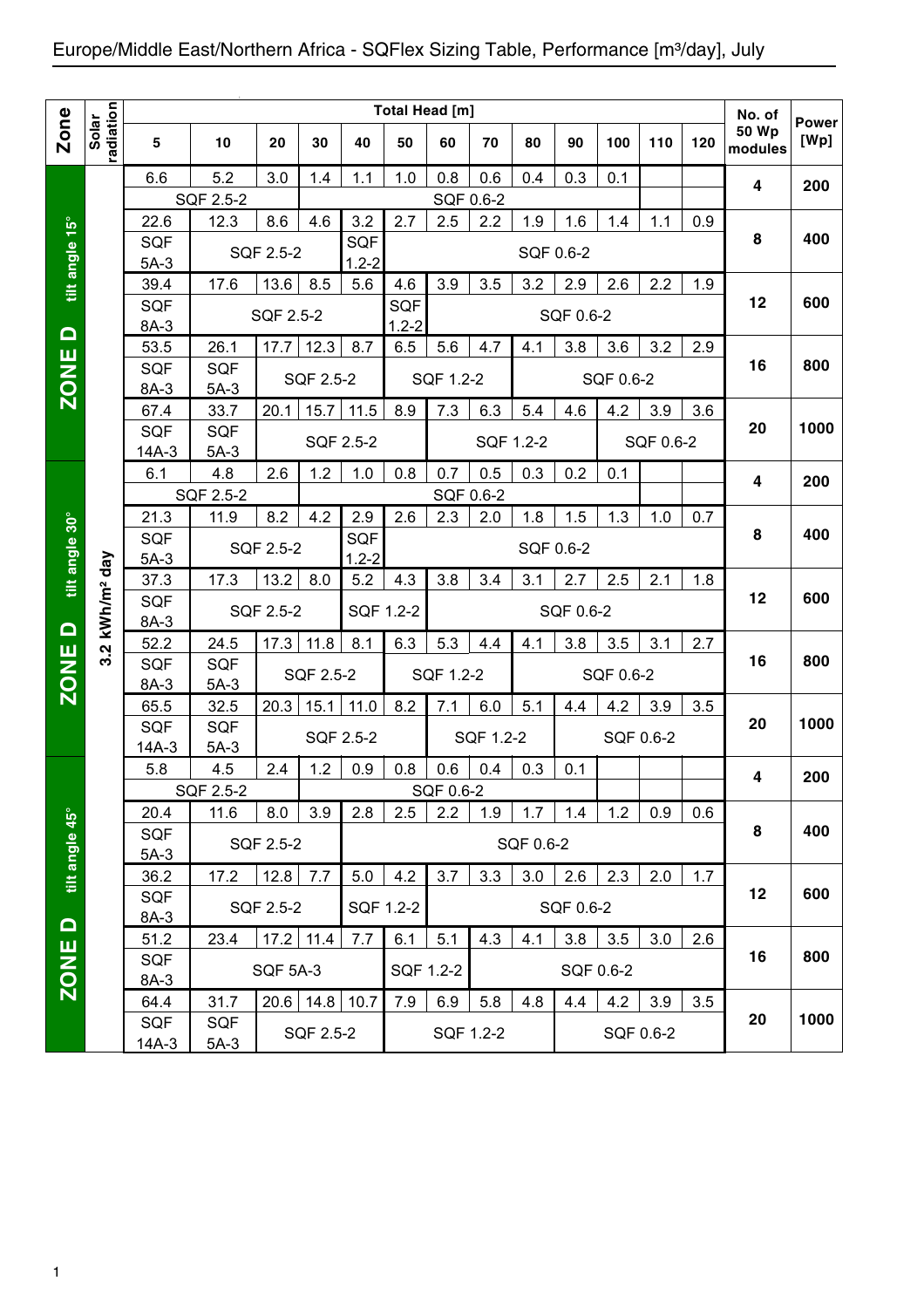| Zone | Solar radiation | Total Head [m] | | | | | | | | | | | | | No. of 50 Wp modules | Power [Wp] |
|---|---|---|---|---|---|---|---|---|---|---|---|---|---|---|---|---|
| | | 5 | 10 | 20 | 30 | 40 | 50 | 60 | 70 | 80 | 90 | 100 | 110 | 120 | | |
| ZONE D tilt angle 15° | 3.2 kWh/m² day | 6.6 | 5.2 | 3.0 | 1.4 | 1.1 | 1.0 | 0.8 | 0.6 | 0.4 | 0.3 | 0.1 | | | 4 | 200 |
| | | SQF 2.5-2 | | | SQF 0.6-2 | | | | | | | | | | | |
| | | 22.6 | 12.3 | 8.6 | 4.6 | 3.2 | 2.7 | 2.5 | 2.2 | 1.9 | 1.6 | 1.4 | 1.1 | 0.9 | 8 | 400 |
| | | SQF 5A-3 | SQF 2.5-2 | | | SQF 1.2-2 | SQF 0.6-2 | | | | | | | | | |
| | | 39.4 | 17.6 | 13.6 | 8.5 | 5.6 | 4.6 | 3.9 | 3.5 | 3.2 | 2.9 | 2.6 | 2.2 | 1.9 | 12 | 600 |
| | | SQF 8A-3 | SQF 2.5-2 | | | | SQF 1.2-2 | SQF 0.6-2 | | | | | | | | |
| | | 53.5 | 26.1 | 17.7 | 12.3 | 8.7 | 6.5 | 5.6 | 4.7 | 4.1 | 3.8 | 3.6 | 3.2 | 2.9 | 16 | 800 |
| | | SQF 8A-3 | SQF 5A-3 | SQF 2.5-2 | | | SQF 1.2-2 | | | SQF 0.6-2 | | | | | | |
| | | 67.4 | 33.7 | 20.1 | 15.7 | 11.5 | 8.9 | 7.3 | 6.3 | 5.4 | 4.6 | 4.2 | 3.9 | 3.6 | 20 | 1000 |
| | | SQF 14A-3 | SQF 5A-3 | SQF 2.5-2 | | | | SQF 1.2-2 | | | | SQF 0.6-2 | | | | |
| ZONE D tilt angle 30° | 3.2 kWh/m² day | 6.1 | 4.8 | 2.6 | 1.2 | 1.0 | 0.8 | 0.7 | 0.5 | 0.3 | 0.2 | 0.1 | | | 4 | 200 |
| | | SQF 2.5-2 | | | SQF 0.6-2 | | | | | | | | | | | |
| | | 21.3 | 11.9 | 8.2 | 4.2 | 2.9 | 2.6 | 2.3 | 2.0 | 1.8 | 1.5 | 1.3 | 1.0 | 0.7 | 8 | 400 |
| | | SQF 5A-3 | SQF 2.5-2 | | | SQF 1.2-2 | SQF 0.6-2 | | | | | | | | | |
| | | 37.3 | 17.3 | 13.2 | 8.0 | 5.2 | 4.3 | 3.8 | 3.4 | 3.1 | 2.7 | 2.5 | 2.1 | 1.8 | 12 | 600 |
| | | SQF 8A-3 | SQF 2.5-2 | | | SQF 1.2-2 | | SQF 0.6-2 | | | | | | | | |
| | | 52.2 | 24.5 | 17.3 | 11.8 | 8.1 | 6.3 | 5.3 | 4.4 | 4.1 | 3.8 | 3.5 | 3.1 | 2.7 | 16 | 800 |
| | | SQF 8A-3 | SQF 5A-3 | SQF 2.5-2 | | | SQF 1.2-2 | | | SQF 0.6-2 | | | | | | |
| | | 65.5 | 32.5 | 20.3 | 15.1 | 11.0 | 8.2 | 7.1 | 6.0 | 5.1 | 4.4 | 4.2 | 3.9 | 3.5 | 20 | 1000 |
| | | SQF 14A-3 | SQF 5A-3 | SQF 2.5-2 | | | | SQF 1.2-2 | | | SQF 0.6-2 | | | | | |
| ZONE D tilt angle 45° | 3.2 kWh/m² day | 5.8 | 4.5 | 2.4 | 1.2 | 0.9 | 0.8 | 0.6 | 0.4 | 0.3 | 0.1 | | | | 4 | 200 |
| | | SQF 2.5-2 | | | SQF 0.6-2 | | | | | | | | | | | |
| | | 20.4 | 11.6 | 8.0 | 3.9 | 2.8 | 2.5 | 2.2 | 1.9 | 1.7 | 1.4 | 1.2 | 0.9 | 0.6 | 8 | 400 |
| | | SQF 5A-3 | SQF 2.5-2 | | | SQF 0.6-2 | | | | | | | | | | |
| | | 36.2 | 17.2 | 12.8 | 7.7 | 5.0 | 4.2 | 3.7 | 3.3 | 3.0 | 2.6 | 2.3 | 2.0 | 1.7 | 12 | 600 |
| | | SQF 8A-3 | SQF 2.5-2 | | | SQF 1.2-2 | | SQF 0.6-2 | | | | | | | | |
| | | 51.2 | 23.4 | 17.2 | 11.4 | 7.7 | 6.1 | 5.1 | 4.3 | 4.1 | 3.8 | 3.5 | 3.0 | 2.6 | 16 | 800 |
| | | SQF 8A-3 | SQF 5A-3 | | | | SQF 1.2-2 | | SQF 0.6-2 | | | | | | | |
| | | 64.4 | 31.7 | 20.6 | 14.8 | 10.7 | 7.9 | 6.9 | 5.8 | 4.8 | 4.4 | 4.2 | 3.9 | 3.5 | 20 | 1000 |
| | | SQF 14A-3 | SQF 5A-3 | SQF 2.5-2 | | | SQF 1.2-2 | | | | SQF 0.6-2 | | | | | |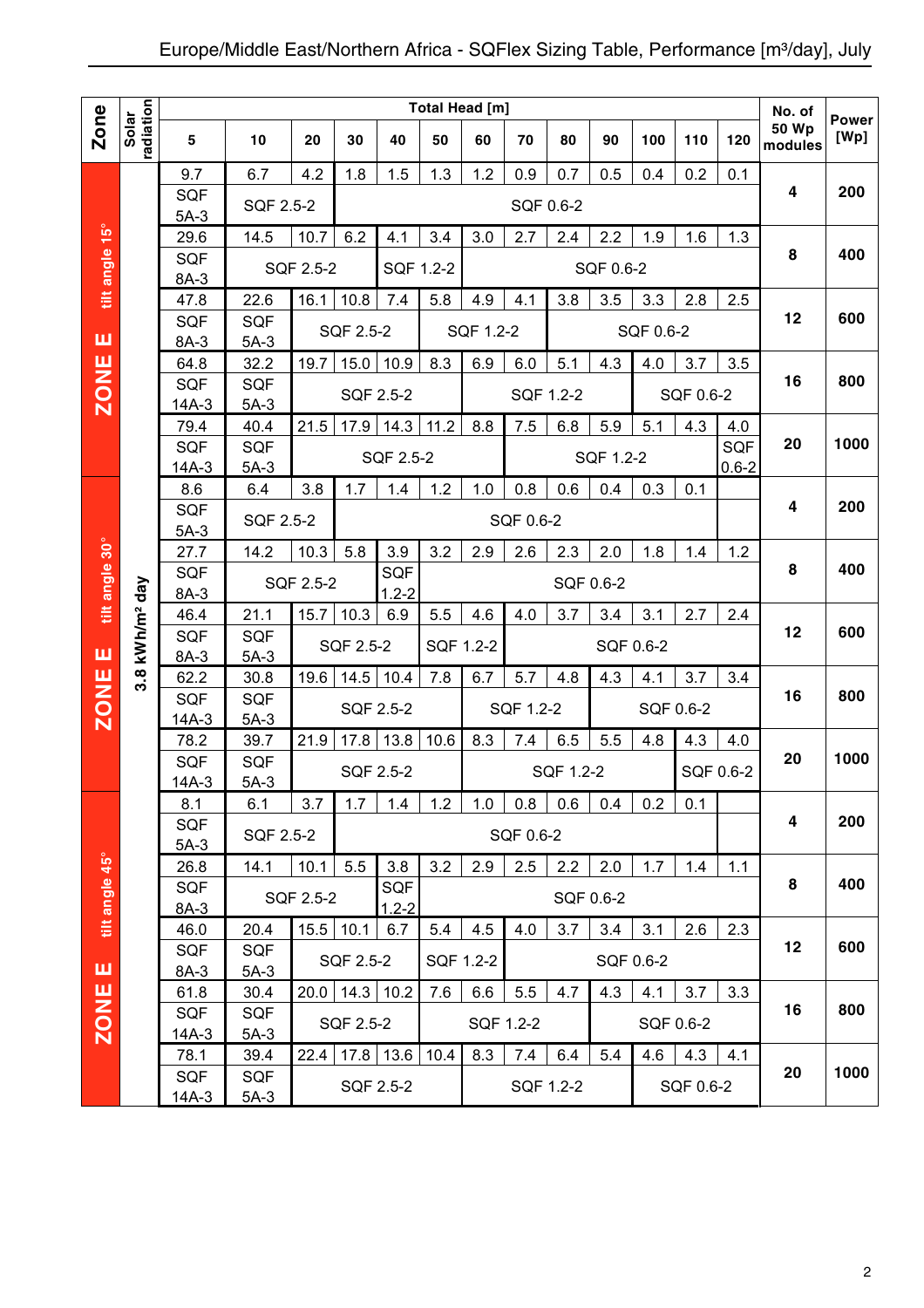# Europe/Middle East/Northern Africa - SQFlex Sizing Table, Performance [m³/day], July

| Zone | Solar radiation | Total Head [m] | | | | | | | | | | | | | No. of 50 Wp modules | Power [Wp] |
|---|---|---|---|---|---|---|---|---|---|---|---|---|---|---|---|---|
| | | 5 | 10 | 20 | 30 | 40 | 50 | 60 | 70 | 80 | 90 | 100 | 110 | 120 | | |
| ZONE E tilt angle 15° | 3.8 kWh/m² day | 9.7 | 6.7 | 4.2 | 1.8 | 1.5 | 1.3 | 1.2 | 0.9 | 0.7 | 0.5 | 0.4 | 0.2 | 0.1 | 4 | 200 |
| | | SQF 5A-3 | SQF 2.5-2 | | SQF 0.6-2 | | | | | | | | | | | |
| | | 29.6 | 14.5 | 10.7 | 6.2 | 4.1 | 3.4 | 3.0 | 2.7 | 2.4 | 2.2 | 1.9 | 1.6 | 1.3 | 8 | 400 |
| | | SQF 8A-3 | SQF 2.5-2 | | | SQF 1.2-2 | | SQF 0.6-2 | | | | | | | | |
| | | 47.8 | 22.6 | 16.1 | 10.8 | 7.4 | 5.8 | 4.9 | 4.1 | 3.8 | 3.5 | 3.3 | 2.8 | 2.5 | 12 | 600 |
| | | SQF 8A-3 | SQF 5A-3 | SQF 2.5-2 | | | SQF 1.2-2 | | | SQF 0.6-2 | | | | | | |
| | | 64.8 | 32.2 | 19.7 | 15.0 | 10.9 | 8.3 | 6.9 | 6.0 | 5.1 | 4.3 | 4.0 | 3.7 | 3.5 | 16 | 800 |
| | | SQF 14A-3 | SQF 5A-3 | SQF 2.5-2 | | | | SQF 1.2-2 | | | | SQF 0.6-2 | | | | |
| | | 79.4 | 40.4 | 21.5 | 17.9 | 14.3 | 11.2 | 8.8 | 7.5 | 6.8 | 5.9 | 5.1 | 4.3 | 4.0 | 20 | 1000 |
| | | SQF 14A-3 | SQF 5A-3 | SQF 2.5-2 | | | | | SQF 1.2-2 | | | | | SQF 0.6-2 | | |
| ZONE E tilt angle 30° | | 8.6 | 6.4 | 3.8 | 1.7 | 1.4 | 1.2 | 1.0 | 0.8 | 0.6 | 0.4 | 0.3 | 0.1 | | 4 | 200 |
| | | SQF 5A-3 | SQF 2.5-2 | | SQF 0.6-2 | | | | | | | | | | | |
| | | 27.7 | 14.2 | 10.3 | 5.8 | 3.9 | 3.2 | 2.9 | 2.6 | 2.3 | 2.0 | 1.8 | 1.4 | 1.2 | 8 | 400 |
| | | SQF 8A-3 | SQF 2.5-2 | | | SQF 1.2-2 | SQF 0.6-2 | | | | | | | | | |
| | | 46.4 | 21.1 | 15.7 | 10.3 | 6.9 | 5.5 | 4.6 | 4.0 | 3.7 | 3.4 | 3.1 | 2.7 | 2.4 | 12 | 600 |
| | | SQF 8A-3 | SQF 5A-3 | SQF 2.5-2 | | | SQF 1.2-2 | | SQF 0.6-2 | | | | | | | |
| | | 62.2 | 30.8 | 19.6 | 14.5 | 10.4 | 7.8 | 6.7 | 5.7 | 4.8 | 4.3 | 4.1 | 3.7 | 3.4 | 16 | 800 |
| | | SQF 14A-3 | SQF 5A-3 | SQF 2.5-2 | | | | SQF 1.2-2 | | | SQF 0.6-2 | | | | | |
| | | 78.2 | 39.7 | 21.9 | 17.8 | 13.8 | 10.6 | 8.3 | 7.4 | 6.5 | 5.5 | 4.8 | 4.3 | 4.0 | 20 | 1000 |
| | | SQF 14A-3 | SQF 5A-3 | SQF 2.5-2 | | | | SQF 1.2-2 | | | | | SQF 0.6-2 | | | |
| ZONE E tilt angle 45° | | 8.1 | 6.1 | 3.7 | 1.7 | 1.4 | 1.2 | 1.0 | 0.8 | 0.6 | 0.4 | 0.2 | 0.1 | | 4 | 200 |
| | | SQF 5A-3 | SQF 2.5-2 | | SQF 0.6-2 | | | | | | | | | | | |
| | | 26.8 | 14.1 | 10.1 | 5.5 | 3.8 | 3.2 | 2.9 | 2.5 | 2.2 | 2.0 | 1.7 | 1.4 | 1.1 | 8 | 400 |
| | | SQF 8A-3 | SQF 2.5-2 | | | SQF 1.2-2 | SQF 0.6-2 | | | | | | | | | |
| | | 46.0 | 20.4 | 15.5 | 10.1 | 6.7 | 5.4 | 4.5 | 4.0 | 3.7 | 3.4 | 3.1 | 2.6 | 2.3 | 12 | 600 |
| | | SQF 8A-3 | SQF 5A-3 | SQF 2.5-2 | | | SQF 1.2-2 | | SQF 0.6-2 | | | | | | | |
| | | 61.8 | 30.4 | 20.0 | 14.3 | 10.2 | 7.6 | 6.6 | 5.5 | 4.7 | 4.3 | 4.1 | 3.7 | 3.3 | 16 | 800 |
| | | SQF 14A-3 | SQF 5A-3 | SQF 2.5-2 | | | SQF 1.2-2 | | | SQF 0.6-2 | | | | | | |
| | | 78.1 | 39.4 | 22.4 | 17.8 | 13.6 | 10.4 | 8.3 | 7.4 | 6.4 | 5.4 | 4.6 | 4.3 | 4.1 | 20 | 1000 |
| | | SQF 14A-3 | SQF 5A-3 | SQF 2.5-2 | | | | SQF 1.2-2 | | | | SQF 0.6-2 | | | | |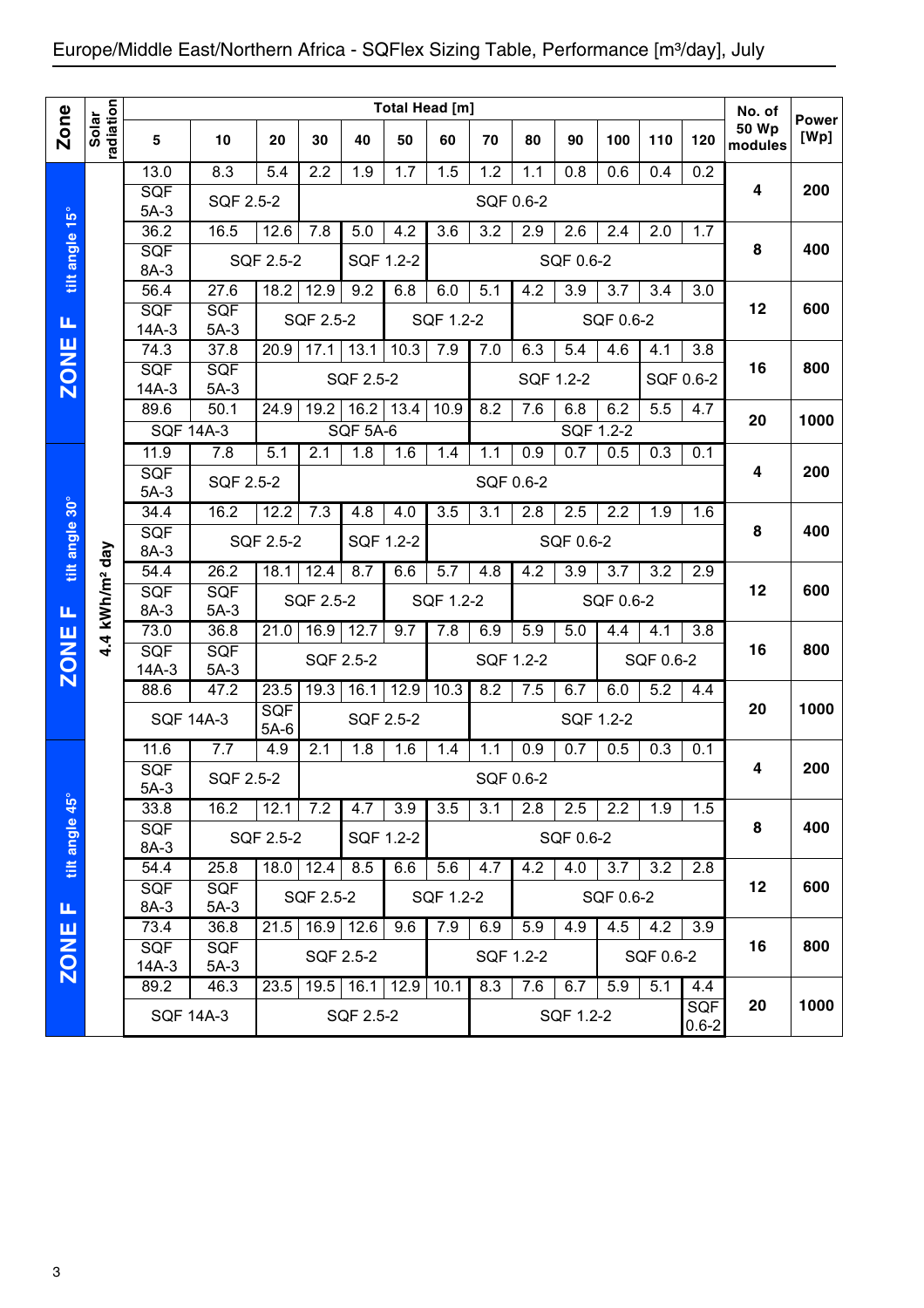# Europe/Middle East/Northern Africa - SQFlex Sizing Table, Performance [m³/day], July

| Zone | Solar radiation | 5 | 10 | 20 | 30 | 40 | 50 | 60 | 70 | 80 | 90 | 100 | 110 | 120 | No. of 50 Wp modules | Power [Wp] |
|---|---|---|---|---|---|---|---|---|---|---|---|---|---|---|---|---|
| | | **Total Head [m]** | | | | | | | | | | | | | | |
| ZONE F tilt angle 15° | 4.4 kWh/m² day | 13.0 | 8.3 | 5.4 | 2.2 | 1.9 | 1.7 | 1.5 | 1.2 | 1.1 | 0.8 | 0.6 | 0.4 | 0.2 | 4 | 200 |
| | | SQF 5A-3 | SQF 2.5-2 | | SQF 0.6-2 | | | | | | | | | | | |
| | | 36.2 | 16.5 | 12.6 | 7.8 | 5.0 | 4.2 | 3.6 | 3.2 | 2.9 | 2.6 | 2.4 | 2.0 | 1.7 | 8 | 400 |
| | | SQF 8A-3 | SQF 2.5-2 | | | SQF 1.2-2 | | SQF 0.6-2 | | | | | | | | |
| | | 56.4 | 27.6 | 18.2 | 12.9 | 9.2 | 6.8 | 6.0 | 5.1 | 4.2 | 3.9 | 3.7 | 3.4 | 3.0 | 12 | 600 |
| | | SQF 14A-3 | SQF 5A-3 | SQF 2.5-2 | | | SQF 1.2-2 | | | SQF 0.6-2 | | | | | | |
| | | 74.3 | 37.8 | 20.9 | 17.1 | 13.1 | 10.3 | 7.9 | 7.0 | 6.3 | 5.4 | 4.6 | 4.1 | 3.8 | 16 | 800 |
| | | SQF 14A-3 | SQF 5A-3 | SQF 2.5-2 | | | | | SQF 1.2-2 | | | | SQF 0.6-2 | | | |
| | | 89.6 | 50.1 | 24.9 | 19.2 | 16.2 | 13.4 | 10.9 | 8.2 | 7.6 | 6.8 | 6.2 | 5.5 | 4.7 | 20 | 1000 |
| | | SQF 14A-3 | | SQF 5A-6 | | | | | SQF 1.2-2 | | | | | | | |
| ZONE F tilt angle 30° | 4.4 kWh/m² day | 11.9 | 7.8 | 5.1 | 2.1 | 1.8 | 1.6 | 1.4 | 1.1 | 0.9 | 0.7 | 0.5 | 0.3 | 0.1 | 4 | 200 |
| | | SQF 5A-3 | SQF 2.5-2 | | SQF 0.6-2 | | | | | | | | | | | |
| | | 34.4 | 16.2 | 12.2 | 7.3 | 4.8 | 4.0 | 3.5 | 3.1 | 2.8 | 2.5 | 2.2 | 1.9 | 1.6 | 8 | 400 |
| | | SQF 8A-3 | SQF 2.5-2 | | | SQF 1.2-2 | | SQF 0.6-2 | | | | | | | | |
| | | 54.4 | 26.2 | 18.1 | 12.4 | 8.7 | 6.6 | 5.7 | 4.8 | 4.2 | 3.9 | 3.7 | 3.2 | 2.9 | 12 | 600 |
| | | SQF 8A-3 | SQF 5A-3 | SQF 2.5-2 | | | SQF 1.2-2 | | | SQF 0.6-2 | | | | | | |
| | | 73.0 | 36.8 | 21.0 | 16.9 | 12.7 | 9.7 | 7.8 | 6.9 | 5.9 | 5.0 | 4.4 | 4.1 | 3.8 | 16 | 800 |
| | | SQF 14A-3 | SQF 5A-3 | SQF 2.5-2 | | | | SQF 1.2-2 | | | | SQF 0.6-2 | | | | |
| | | 88.6 | 47.2 | 23.5 | 19.3 | 16.1 | 12.9 | 10.3 | 8.2 | 7.5 | 6.7 | 6.0 | 5.2 | 4.4 | 20 | 1000 |
| | | SQF 14A-3 | | SQF 5A-6 | SQF 2.5-2 | | | | SQF 1.2-2 | | | | | | | |
| ZONE F tilt angle 45° | 4.4 kWh/m² day | 11.6 | 7.7 | 4.9 | 2.1 | 1.8 | 1.6 | 1.4 | 1.1 | 0.9 | 0.7 | 0.5 | 0.3 | 0.1 | 4 | 200 |
| | | SQF 5A-3 | SQF 2.5-2 | | SQF 0.6-2 | | | | | | | | | | | |
| | | 33.8 | 16.2 | 12.1 | 7.2 | 4.7 | 3.9 | 3.5 | 3.1 | 2.8 | 2.5 | 2.2 | 1.9 | 1.5 | 8 | 400 |
| | | SQF 8A-3 | SQF 2.5-2 | | | SQF 1.2-2 | | SQF 0.6-2 | | | | | | | | |
| | | 54.4 | 25.8 | 18.0 | 12.4 | 8.5 | 6.6 | 5.6 | 4.7 | 4.2 | 4.0 | 3.7 | 3.2 | 2.8 | 12 | 600 |
| | | SQF 8A-3 | SQF 5A-3 | SQF 2.5-2 | | | SQF 1.2-2 | | | SQF 0.6-2 | | | | | | |
| | | 73.4 | 36.8 | 21.5 | 16.9 | 12.6 | 9.6 | 7.9 | 6.9 | 5.9 | 4.9 | 4.5 | 4.2 | 3.9 | 16 | 800 |
| | | SQF 14A-3 | SQF 5A-3 | SQF 2.5-2 | | | | SQF 1.2-2 | | | | SQF 0.6-2 | | | | |
| | | 89.2 | 46.3 | 23.5 | 19.5 | 16.1 | 12.9 | 10.1 | 8.3 | 7.6 | 6.7 | 5.9 | 5.1 | 4.4 | 20 | 1000 |
| | | SQF 14A-3 | | SQF 2.5-2 | | | | | SQF 1.2-2 | | | | | SQF 0.6-2 | | |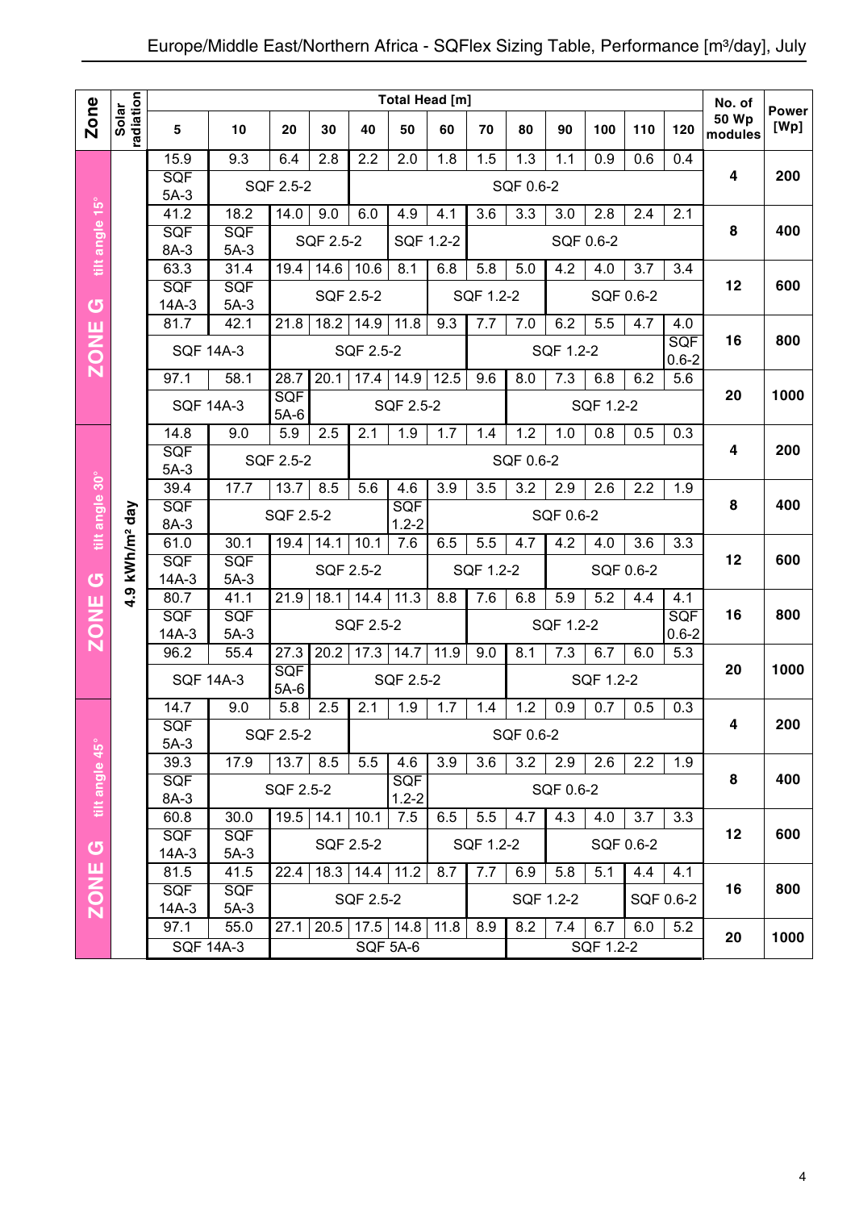# Europe/Middle East/Northern Africa - SQFlex Sizing Table, Performance [m³/day], July

| Zone | Solar radiation | 5 | 10 | 20 | 30 | 40 | 50 | 60 | 70 | 80 | 90 | 100 | 110 | 120 | No. of 50 Wp modules | Power [Wp] |
|---|---|---|---|---|---|---|---|---|---|---|---|---|---|---|---|---|
| | | **Total Head [m]** | | | | | | | | | | | | | | |
| ZONE G tilt angle 15° | 4.9 kWh/m² day | 15.9 | 9.3 | 6.4 | 2.8 | 2.2 | 2.0 | 1.8 | 1.5 | 1.3 | 1.1 | 0.9 | 0.6 | 0.4 | 4 | 200 |
| | | SQF 5A-3 | SQF 2.5-2 | | | SQF 0.6-2 | | | | | | | | | | |
| | | 41.2 | 18.2 | 14.0 | 9.0 | 6.0 | 4.9 | 4.1 | 3.6 | 3.3 | 3.0 | 2.8 | 2.4 | 2.1 | 8 | 400 |
| | | SQF 8A-3 | SQF 5A-3 | SQF 2.5-2 | | | SQF 1.2-2 | | SQF 0.6-2 | | | | | | | |
| | | 63.3 | 31.4 | 19.4 | 14.6 | 10.6 | 8.1 | 6.8 | 5.8 | 5.0 | 4.2 | 4.0 | 3.7 | 3.4 | 12 | 600 |
| | | SQF 14A-3 | SQF 5A-3 | SQF 2.5-2 | | | | SQF 1.2-2 | | | SQF 0.6-2 | | | | | |
| | | 81.7 | 42.1 | 21.8 | 18.2 | 14.9 | 11.8 | 9.3 | 7.7 | 7.0 | 6.2 | 5.5 | 4.7 | 4.0 | 16 | 800 |
| | | SQF 14A-3 | | SQF 2.5-2 | | | | | SQF 1.2-2 | | | | | SQF 0.6-2 | | |
| | | 97.1 | 58.1 | 28.7 | 20.1 | 17.4 | 14.9 | 12.5 | 9.6 | 8.0 | 7.3 | 6.8 | 6.2 | 5.6 | 20 | 1000 |
| | | SQF 14A-3 | | SQF 5A-6 | SQF 2.5-2 | | | | | SQF 1.2-2 | | | | | | |
| ZONE G tilt angle 30° | 4.9 kWh/m² day | 14.8 | 9.0 | 5.9 | 2.5 | 2.1 | 1.9 | 1.7 | 1.4 | 1.2 | 1.0 | 0.8 | 0.5 | 0.3 | 4 | 200 |
| | | SQF 5A-3 | SQF 2.5-2 | | | SQF 0.6-2 | | | | | | | | | | |
| | | 39.4 | 17.7 | 13.7 | 8.5 | 5.6 | 4.6 | 3.9 | 3.5 | 3.2 | 2.9 | 2.6 | 2.2 | 1.9 | 8 | 400 |
| | | SQF 8A-3 | SQF 2.5-2 | | | | SQF 1.2-2 | SQF 0.6-2 | | | | | | | | |
| | | 61.0 | 30.1 | 19.4 | 14.1 | 10.1 | 7.6 | 6.5 | 5.5 | 4.7 | 4.2 | 4.0 | 3.6 | 3.3 | 12 | 600 |
| | | SQF 14A-3 | SQF 5A-3 | SQF 2.5-2 | | | | SQF 1.2-2 | | | SQF 0.6-2 | | | | | |
| | | 80.7 | 41.1 | 21.9 | 18.1 | 14.4 | 11.3 | 8.8 | 7.6 | 6.8 | 5.9 | 5.2 | 4.4 | 4.1 | 16 | 800 |
| | | SQF 14A-3 | SQF 5A-3 | SQF 2.5-2 | | | | | SQF 1.2-2 | | | | | SQF 0.6-2 | | |
| | | 96.2 | 55.4 | 27.3 | 20.2 | 17.3 | 14.7 | 11.9 | 9.0 | 8.1 | 7.3 | 6.7 | 6.0 | 5.3 | 20 | 1000 |
| | | SQF 14A-3 | | SQF 5A-6 | SQF 2.5-2 | | | | | SQF 1.2-2 | | | | | | |
| ZONE G tilt angle 45° | 4.9 kWh/m² day | 14.7 | 9.0 | 5.8 | 2.5 | 2.1 | 1.9 | 1.7 | 1.4 | 1.2 | 0.9 | 0.7 | 0.5 | 0.3 | 4 | 200 |
| | | SQF 5A-3 | SQF 2.5-2 | | | SQF 0.6-2 | | | | | | | | | | |
| | | 39.3 | 17.9 | 13.7 | 8.5 | 5.5 | 4.6 | 3.9 | 3.6 | 3.2 | 2.9 | 2.6 | 2.2 | 1.9 | 8 | 400 |
| | | SQF 8A-3 | SQF 2.5-2 | | | | SQF 1.2-2 | SQF 0.6-2 | | | | | | | | |
| | | 60.8 | 30.0 | 19.5 | 14.1 | 10.1 | 7.5 | 6.5 | 5.5 | 4.7 | 4.3 | 4.0 | 3.7 | 3.3 | 12 | 600 |
| | | SQF 14A-3 | SQF 5A-3 | SQF 2.5-2 | | | | SQF 1.2-2 | | | SQF 0.6-2 | | | | | |
| | | 81.5 | 41.5 | 22.4 | 18.3 | 14.4 | 11.2 | 8.7 | 7.7 | 6.9 | 5.8 | 5.1 | 4.4 | 4.1 | 16 | 800 |
| | | SQF 14A-3 | SQF 5A-3 | SQF 2.5-2 | | | | | SQF 1.2-2 | | | SQF 0.6-2 | | | | |
| | | 97.1 | 55.0 | 27.1 | 20.5 | 17.5 | 14.8 | 11.8 | 8.9 | 8.2 | 7.4 | 6.7 | 6.0 | 5.2 | 20 | 1000 |
| | | SQF 14A-3 | | SQF 5A-6 | | | | | | SQF 1.2-2 | | | | | | |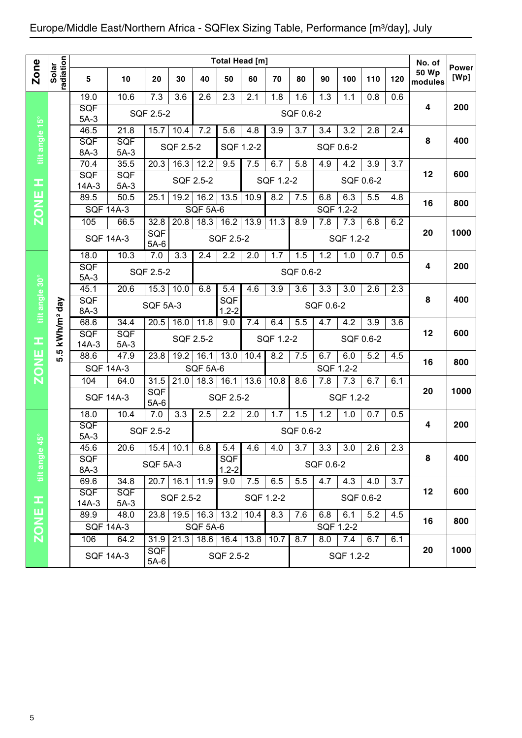# Europe/Middle East/Northern Africa - SQFlex Sizing Table, Performance [m³/day], July

| Zone | Solar radiation | 5 | 10 | 20 | 30 | 40 | 50 | 60 | 70 | 80 | 90 | 100 | 110 | 120 | No. of 50 Wp modules | Power [Wp] |
|---|---|---|---|---|---|---|---|---|---|---|---|---|---|---|---|---|
| | | Total Head [m] | | | | | | | | | | | | | | |
| ZONE H tilt angle 15° | 5.5 kWh/m² day | 19.0 | 10.6 | 7.3 | 3.6 | 2.6 | 2.3 | 2.1 | 1.8 | 1.6 | 1.3 | 1.1 | 0.8 | 0.6 | 4 | 200 |
| | | SQF 5A-3 | SQF 2.5-2 | | | SQF 0.6-2 | | | | | | | | | | |
| | | 46.5 | 21.8 | 15.7 | 10.4 | 7.2 | 5.6 | 4.8 | 3.9 | 3.7 | 3.4 | 3.2 | 2.8 | 2.4 | 8 | 400 |
| | | SQF 8A-3 | SQF 5A-3 | SQF 2.5-2 | | | SQF 1.2-2 | | SQF 0.6-2 | | | | | | | |
| | | 70.4 | 35.5 | 20.3 | 16.3 | 12.2 | 9.5 | 7.5 | 6.7 | 5.8 | 4.9 | 4.2 | 3.9 | 3.7 | 12 | 600 |
| | | SQF 14A-3 | SQF 5A-3 | SQF 2.5-2 | | | | SQF 1.2-2 | | | SQF 0.6-2 | | | | | |
| | | 89.5 | 50.5 | 25.1 | 19.2 | 16.2 | 13.5 | 10.9 | 8.2 | 7.5 | 6.8 | 6.3 | 5.5 | 4.8 | 16 | 800 |
| | | SQF 14A-3 | | SQF 5A-6 | | | | | SQF 1.2-2 | | | | | | | |
| | | 105 | 66.5 | 32.8 | 20.8 | 18.3 | 16.2 | 13.9 | 11.3 | 8.9 | 7.8 | 7.3 | 6.8 | 6.2 | 20 | 1000 |
| | | SQF 14A-3 | | SQF 5A-6 | SQF 2.5-2 | | | | | SQF 1.2-2 | | | | | | |
| ZONE H tilt angle 30° | 5.5 kWh/m² day | 18.0 | 10.3 | 7.0 | 3.3 | 2.4 | 2.2 | 2.0 | 1.7 | 1.5 | 1.2 | 1.0 | 0.7 | 0.5 | 4 | 200 |
| | | SQF 5A-3 | SQF 2.5-2 | | | SQF 0.6-2 | | | | | | | | | | |
| | | 45.1 | 20.6 | 15.3 | 10.0 | 6.8 | 5.4 | 4.6 | 3.9 | 3.6 | 3.3 | 3.0 | 2.6 | 2.3 | 8 | 400 |
| | | SQF 8A-3 | SQF 5A-3 | | | | SQF 1.2-2 | SQF 0.6-2 | | | | | | | | |
| | | 68.6 | 34.4 | 20.5 | 16.0 | 11.8 | 9.0 | 7.4 | 6.4 | 5.5 | 4.7 | 4.2 | 3.9 | 3.6 | 12 | 600 |
| | | SQF 14A-3 | SQF 5A-3 | SQF 2.5-2 | | | | SQF 1.2-2 | | | SQF 0.6-2 | | | | | |
| | | 88.6 | 47.9 | 23.8 | 19.2 | 16.1 | 13.0 | 10.4 | 8.2 | 7.5 | 6.7 | 6.0 | 5.2 | 4.5 | 16 | 800 |
| | | SQF 14A-3 | | SQF 5A-6 | | | | | SQF 1.2-2 | | | | | | | |
| | | 104 | 64.0 | 31.5 | 21.0 | 18.3 | 16.1 | 13.6 | 10.8 | 8.6 | 7.8 | 7.3 | 6.7 | 6.1 | 20 | 1000 |
| | | SQF 14A-3 | | SQF 5A-6 | SQF 2.5-2 | | | | | SQF 1.2-2 | | | | | | |
| ZONE H tilt angle 45° | 5.5 kWh/m² day | 18.0 | 10.4 | 7.0 | 3.3 | 2.5 | 2.2 | 2.0 | 1.7 | 1.5 | 1.2 | 1.0 | 0.7 | 0.5 | 4 | 200 |
| | | SQF 5A-3 | SQF 2.5-2 | | | SQF 0.6-2 | | | | | | | | | | |
| | | 45.6 | 20.6 | 15.4 | 10.1 | 6.8 | 5.4 | 4.6 | 4.0 | 3.7 | 3.3 | 3.0 | 2.6 | 2.3 | 8 | 400 |
| | | SQF 8A-3 | SQF 5A-3 | | | | SQF 1.2-2 | SQF 0.6-2 | | | | | | | | |
| | | 69.6 | 34.8 | 20.7 | 16.1 | 11.9 | 9.0 | 7.5 | 6.5 | 5.5 | 4.7 | 4.3 | 4.0 | 3.7 | 12 | 600 |
| | | SQF 14A-3 | SQF 5A-3 | SQF 2.5-2 | | | SQF 1.2-2 | | | | SQF 0.6-2 | | | | | |
| | | 89.9 | 48.0 | 23.8 | 19.5 | 16.3 | 13.2 | 10.4 | 8.3 | 7.6 | 6.8 | 6.1 | 5.2 | 4.5 | 16 | 800 |
| | | SQF 14A-3 | | SQF 5A-6 | | | | | SQF 1.2-2 | | | | | | | |
| | | 106 | 64.2 | 31.9 | 21.3 | 18.6 | 16.4 | 13.8 | 10.7 | 8.7 | 8.0 | 7.4 | 6.7 | 6.1 | 20 | 1000 |
| | | SQF 14A-3 | | SQF 5A-6 | SQF 2.5-2 | | | | | SQF 1.2-2 | | | | | | |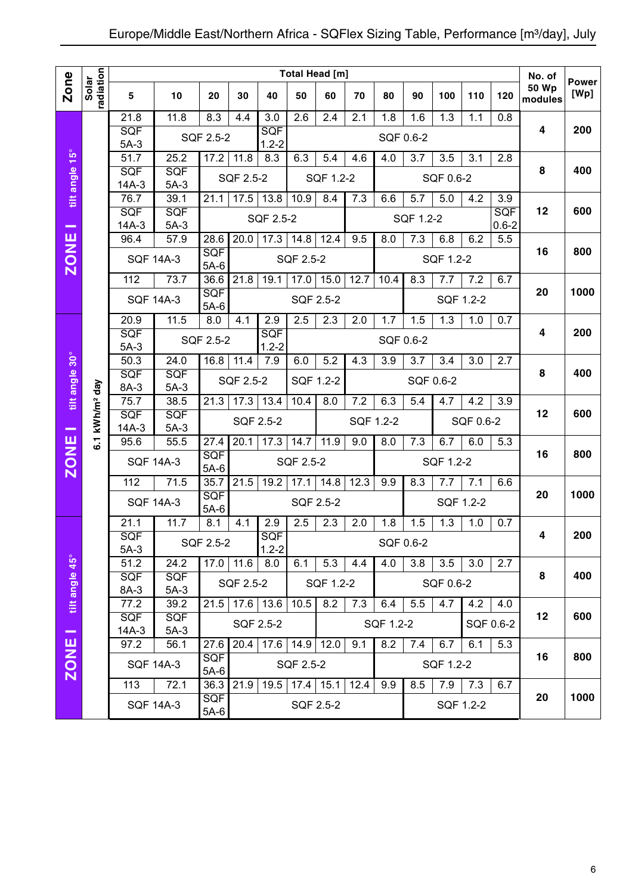# Europe/Middle East/Northern Africa - SQFlex Sizing Table, Performance [m³/day], July

| Zone | Solar radiation | 5 | 10 | 20 | 30 | 40 | 50 | 60 | 70 | 80 | 90 | 100 | 110 | 120 | No. of 50 Wp modules | Power [Wp] |
|---|---|---|---|---|---|---|---|---|---|---|---|---|---|---|---|---|
| | | **Total Head [m]** | | | | | | | | | | | | | | |
| ZONE I tilt angle 15° | 6.1 kWh/m² day | 21.8 | 11.8 | 8.3 | 4.4 | 3.0 | 2.6 | 2.4 | 2.1 | 1.8 | 1.6 | 1.3 | 1.1 | 0.8 | 4 | 200 |
| | | SQF 5A-3 | SQF 2.5-2 | | | SQF 1.2-2 | SQF 0.6-2 | | | | | | | | | |
| | | 51.7 | 25.2 | 17.2 | 11.8 | 8.3 | 6.3 | 5.4 | 4.6 | 4.0 | 3.7 | 3.5 | 3.1 | 2.8 | 8 | 400 |
| | | SQF 14A-3 | SQF 5A-3 | SQF 2.5-2 | | | SQF 1.2-2 | | | SQF 0.6-2 | | | | | | |
| | | 76.7 | 39.1 | 21.1 | 17.5 | 13.8 | 10.9 | 8.4 | 7.3 | 6.6 | 5.7 | 5.0 | 4.2 | 3.9 | 12 | 600 |
| | | SQF 14A-3 | SQF 5A-3 | SQF 2.5-2 | | | | | SQF 1.2-2 | | | | | SQF 0.6-2 | | |
| | | 96.4 | 57.9 | 28.6 | 20.0 | 17.3 | 14.8 | 12.4 | 9.5 | 8.0 | 7.3 | 6.8 | 6.2 | 5.5 | 16 | 800 |
| | | SQF 14A-3 | | SQF 5A-6 | SQF 2.5-2 | | | | | SQF 1.2-2 | | | | | | |
| | | 112 | 73.7 | 36.6 | 21.8 | 19.1 | 17.0 | 15.0 | 12.7 | 10.4 | 8.3 | 7.7 | 7.2 | 6.7 | 20 | 1000 |
| | | SQF 14A-3 | | SQF 5A-6 | SQF 2.5-2 | | | | | | SQF 1.2-2 | | | | | |
| ZONE I tilt angle 30° | 6.1 kWh/m² day | 20.9 | 11.5 | 8.0 | 4.1 | 2.9 | 2.5 | 2.3 | 2.0 | 1.7 | 1.5 | 1.3 | 1.0 | 0.7 | 4 | 200 |
| | | SQF 5A-3 | SQF 2.5-2 | | | SQF 1.2-2 | SQF 0.6-2 | | | | | | | | | |
| | | 50.3 | 24.0 | 16.8 | 11.4 | 7.9 | 6.0 | 5.2 | 4.3 | 3.9 | 3.7 | 3.4 | 3.0 | 2.7 | 8 | 400 |
| | | SQF 8A-3 | SQF 5A-3 | SQF 2.5-2 | | | SQF 1.2-2 | | SQF 0.6-2 | | | | | | | |
| | | 75.7 | 38.5 | 21.3 | 17.3 | 13.4 | 10.4 | 8.0 | 7.2 | 6.3 | 5.4 | 4.7 | 4.2 | 3.9 | 12 | 600 |
| | | SQF 14A-3 | SQF 5A-3 | SQF 2.5-2 | | | | SQF 1.2-2 | | | | SQF 0.6-2 | | | | |
| | | 95.6 | 55.5 | 27.4 | 20.1 | 17.3 | 14.7 | 11.9 | 9.0 | 8.0 | 7.3 | 6.7 | 6.0 | 5.3 | 16 | 800 |
| | | SQF 14A-3 | | SQF 5A-6 | SQF 2.5-2 | | | | | SQF 1.2-2 | | | | | | |
| | | 112 | 71.5 | 35.7 | 21.5 | 19.2 | 17.1 | 14.8 | 12.3 | 9.9 | 8.3 | 7.7 | 7.1 | 6.6 | 20 | 1000 |
| | | SQF 14A-3 | | SQF 5A-6 | SQF 2.5-2 | | | | | | SQF 1.2-2 | | | | | |
| ZONE I tilt angle 45° | 6.1 kWh/m² day | 21.1 | 11.7 | 8.1 | 4.1 | 2.9 | 2.5 | 2.3 | 2.0 | 1.8 | 1.5 | 1.3 | 1.0 | 0.7 | 4 | 200 |
| | | SQF 5A-3 | SQF 2.5-2 | | | SQF 1.2-2 | SQF 0.6-2 | | | | | | | | | |
| | | 51.2 | 24.2 | 17.0 | 11.6 | 8.0 | 6.1 | 5.3 | 4.4 | 4.0 | 3.8 | 3.5 | 3.0 | 2.7 | 8 | 400 |
| | | SQF 8A-3 | SQF 5A-3 | SQF 2.5-2 | | | SQF 1.2-2 | | | SQF 0.6-2 | | | | | | |
| | | 77.2 | 39.2 | 21.5 | 17.6 | 13.6 | 10.5 | 8.2 | 7.3 | 6.4 | 5.5 | 4.7 | 4.2 | 4.0 | 12 | 600 |
| | | SQF 14A-3 | SQF 5A-3 | SQF 2.5-2 | | | | SQF 1.2-2 | | | | | SQF 0.6-2 | | | |
| | | 97.2 | 56.1 | 27.6 | 20.4 | 17.6 | 14.9 | 12.0 | 9.1 | 8.2 | 7.4 | 6.7 | 6.1 | 5.3 | 16 | 800 |
| | | SQF 14A-3 | | SQF 5A-6 | SQF 2.5-2 | | | | | SQF 1.2-2 | | | | | | |
| | | 113 | 72.1 | 36.3 | 21.9 | 19.5 | 17.4 | 15.1 | 12.4 | 9.9 | 8.5 | 7.9 | 7.3 | 6.7 | 20 | 1000 |
| | | SQF 14A-3 | | SQF 5A-6 | SQF 2.5-2 | | | | | | SQF 1.2-2 | | | | | |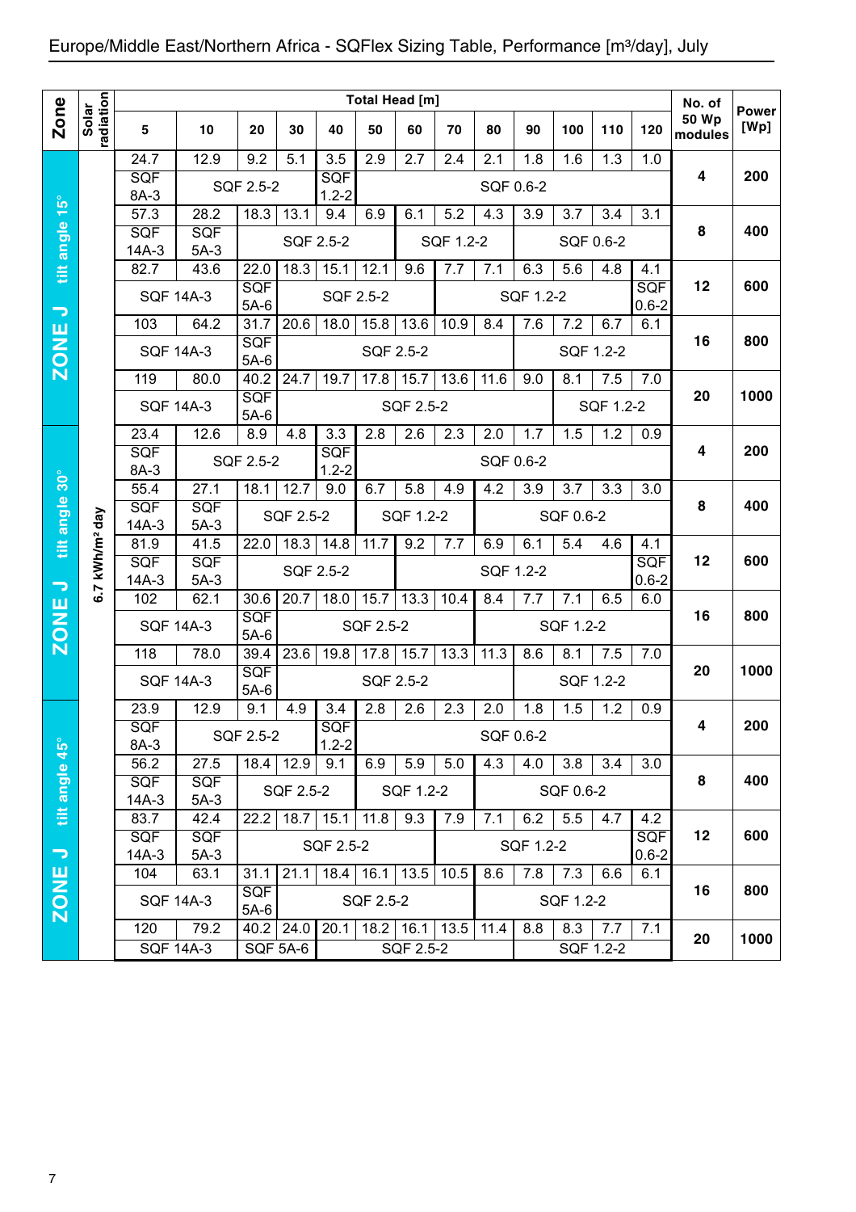# Europe/Middle East/Northern Africa - SQFlex Sizing Table, Performance [m³/day], July

| Zone | Solar radiation | 5 | 10 | 20 | 30 | 40 | 50 | 60 | 70 | 80 | 90 | 100 | 110 | 120 | No. of 50 Wp modules | Power [Wp] |
|---|---|---|---|---|---|---|---|---|---|---|---|---|---|---|---|---|
| | | **Total Head [m]** | | | | | | | | | | | | | | |
| ZONE J tilt angle 15° | 6.7 kWh/m² day | 24.7 | 12.9 | 9.2 | 5.1 | 3.5 | 2.9 | 2.7 | 2.4 | 2.1 | 1.8 | 1.6 | 1.3 | 1.0 | 4 | 200 |
| | | SQF 8A-3 | SQF 2.5-2 | | | SQF 1.2-2 | SQF 0.6-2 | | | | | | | | | |
| | | 57.3 | 28.2 | 18.3 | 13.1 | 9.4 | 6.9 | 6.1 | 5.2 | 4.3 | 3.9 | 3.7 | 3.4 | 3.1 | 8 | 400 |
| | | SQF 14A-3 | SQF 5A-3 | SQF 2.5-2 | | | | SQF 1.2-2 | | | SQF 0.6-2 | | | | | |
| | | 82.7 | 43.6 | 22.0 | 18.3 | 15.1 | 12.1 | 9.6 | 7.7 | 7.1 | 6.3 | 5.6 | 4.8 | 4.1 | 12 | 600 |
| | | SQF 14A-3 | | SQF 5A-6 | SQF 2.5-2 | | | | SQF 1.2-2 | | | | | SQF 0.6-2 | | |
| | | 103 | 64.2 | 31.7 | 20.6 | 18.0 | 15.8 | 13.6 | 10.9 | 8.4 | 7.6 | 7.2 | 6.7 | 6.1 | 16 | 800 |
| | | SQF 14A-3 | | SQF 5A-6 | SQF 2.5-2 | | | | | | SQF 1.2-2 | | | | | |
| | | 119 | 80.0 | 40.2 | 24.7 | 19.7 | 17.8 | 15.7 | 13.6 | 11.6 | 9.0 | 8.1 | 7.5 | 7.0 | 20 | 1000 |
| | | SQF 14A-3 | | SQF 5A-6 | SQF 2.5-2 | | | | | | | SQF 1.2-2 | | | | |
| ZONE J tilt angle 30° | 6.7 kWh/m² day | 23.4 | 12.6 | 8.9 | 4.8 | 3.3 | 2.8 | 2.6 | 2.3 | 2.0 | 1.7 | 1.5 | 1.2 | 0.9 | 4 | 200 |
| | | SQF 8A-3 | SQF 2.5-2 | | | SQF 1.2-2 | SQF 0.6-2 | | | | | | | | | |
| | | 55.4 | 27.1 | 18.1 | 12.7 | 9.0 | 6.7 | 5.8 | 4.9 | 4.2 | 3.9 | 3.7 | 3.3 | 3.0 | 8 | 400 |
| | | SQF 14A-3 | SQF 5A-3 | SQF 2.5-2 | | | SQF 1.2-2 | | | SQF 0.6-2 | | | | | | |
| | | 81.9 | 41.5 | 22.0 | 18.3 | 14.8 | 11.7 | 9.2 | 7.7 | 6.9 | 6.1 | 5.4 | 4.6 | 4.1 | 12 | 600 |
| | | SQF 14A-3 | SQF 5A-3 | SQF 2.5-2 | | | | SQF 1.2-2 | | | | | | SQF 0.6-2 | | |
| | | 102 | 62.1 | 30.6 | 20.7 | 18.0 | 15.7 | 13.3 | 10.4 | 8.4 | 7.7 | 7.1 | 6.5 | 6.0 | 16 | 800 |
| | | SQF 14A-3 | | SQF 5A-6 | SQF 2.5-2 | | | | | SQF 1.2-2 | | | | | | |
| | | 118 | 78.0 | 39.4 | 23.6 | 19.8 | 17.8 | 15.7 | 13.3 | 11.3 | 8.6 | 8.1 | 7.5 | 7.0 | 20 | 1000 |
| | | SQF 14A-3 | | SQF 5A-6 | SQF 2.5-2 | | | | | | SQF 1.2-2 | | | | | |
| ZONE J tilt angle 45° | 6.7 kWh/m² day | 23.9 | 12.9 | 9.1 | 4.9 | 3.4 | 2.8 | 2.6 | 2.3 | 2.0 | 1.8 | 1.5 | 1.2 | 0.9 | 4 | 200 |
| | | SQF 8A-3 | SQF 2.5-2 | | | SQF 1.2-2 | SQF 0.6-2 | | | | | | | | | |
| | | 56.2 | 27.5 | 18.4 | 12.9 | 9.1 | 6.9 | 5.9 | 5.0 | 4.3 | 4.0 | 3.8 | 3.4 | 3.0 | 8 | 400 |
| | | SQF 14A-3 | SQF 5A-3 | SQF 2.5-2 | | | SQF 1.2-2 | | | SQF 0.6-2 | | | | | | |
| | | 83.7 | 42.4 | 22.2 | 18.7 | 15.1 | 11.8 | 9.3 | 7.9 | 7.1 | 6.2 | 5.5 | 4.7 | 4.2 | 12 | 600 |
| | | SQF 14A-3 | SQF 5A-3 | SQF 2.5-2 | | | | | SQF 1.2-2 | | | | | SQF 0.6-2 | | |
| | | 104 | 63.1 | 31.1 | 21.1 | 18.4 | 16.1 | 13.5 | 10.5 | 8.6 | 7.8 | 7.3 | 6.6 | 6.1 | 16 | 800 |
| | | SQF 14A-3 | | SQF 5A-6 | SQF 2.5-2 | | | | | SQF 1.2-2 | | | | | | |
| | | 120 | 79.2 | 40.2 | 24.0 | 20.1 | 18.2 | 16.1 | 13.5 | 11.4 | 8.8 | 8.3 | 7.7 | 7.1 | 20 | 1000 |
| | | SQF 14A-3 | | SQF 5A-6 | | SQF 2.5-2 | | | | | SQF 1.2-2 | | | | | |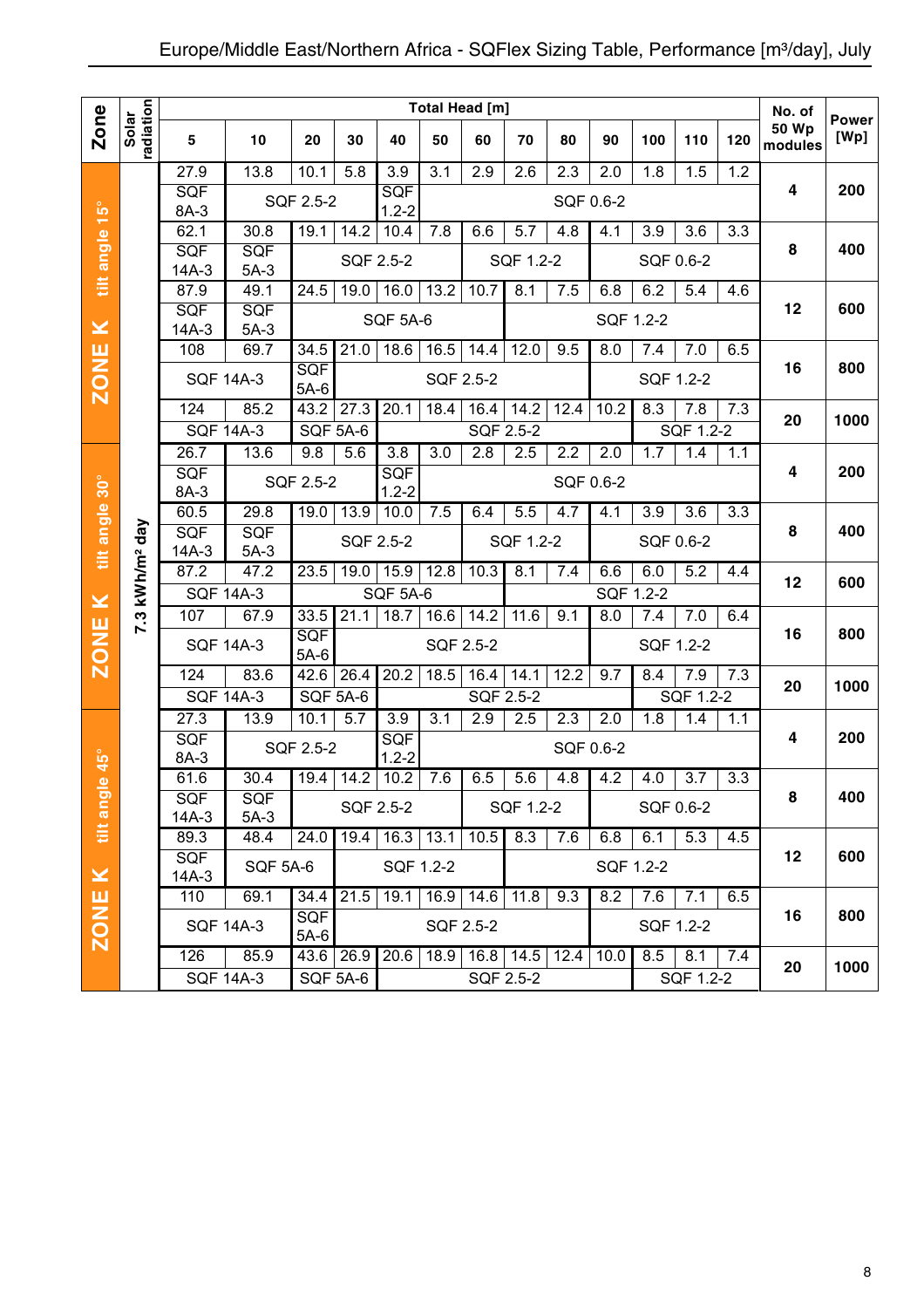# Europe/Middle East/Northern Africa - SQFlex Sizing Table, Performance [m³/day], July

| Zone | Solar radiation | Total Head [m] 5 | 10 | 20 | 30 | 40 | 50 | 60 | 70 | 80 | 90 | 100 | 110 | 120 | No. of 50 Wp modules | Power [Wp] |
|---|---|---|---|---|---|---|---|---|---|---|---|---|---|---|---|---|
| ZONE K tilt angle 15° | 7.3 kWh/m² day | 27.9 | 13.8 | 10.1 | 5.8 | 3.9 | 3.1 | 2.9 | 2.6 | 2.3 | 2.0 | 1.8 | 1.5 | 1.2 | 4 | 200 |
| | | SQF 8A-3 | SQF 2.5-2 | | | SQF 1.2-2 | SQF 0.6-2 | | | | | | | | | |
| | | 62.1 | 30.8 | 19.1 | 14.2 | 10.4 | 7.8 | 6.6 | 5.7 | 4.8 | 4.1 | 3.9 | 3.6 | 3.3 | 8 | 400 |
| | | SQF 14A-3 | SQF 5A-3 | SQF 2.5-2 | | | | SQF 1.2-2 | | | SQF 0.6-2 | | | | | |
| | | 87.9 | 49.1 | 24.5 | 19.0 | 16.0 | 13.2 | 10.7 | 8.1 | 7.5 | 6.8 | 6.2 | 5.4 | 4.6 | 12 | 600 |
| | | SQF 14A-3 | SQF 5A-3 | SQF 5A-6 | | | | | SQF 1.2-2 | | | | | | | |
| | | 108 | 69.7 | 34.5 | 21.0 | 18.6 | 16.5 | 14.4 | 12.0 | 9.5 | 8.0 | 7.4 | 7.0 | 6.5 | 16 | 800 |
| | | SQF 14A-3 | | SQF 5A-6 | SQF 2.5-2 | | | | | | SQF 1.2-2 | | | | | |
| | | 124 | 85.2 | 43.2 | 27.3 | 20.1 | 18.4 | 16.4 | 14.2 | 12.4 | 10.2 | 8.3 | 7.8 | 7.3 | 20 | 1000 |
| | | SQF 14A-3 | | SQF 5A-6 | | SQF 2.5-2 | | | | | | SQF 1.2-2 | | | | |
| ZONE K tilt angle 30° | 7.3 kWh/m² day | 26.7 | 13.6 | 9.8 | 5.6 | 3.8 | 3.0 | 2.8 | 2.5 | 2.2 | 2.0 | 1.7 | 1.4 | 1.1 | 4 | 200 |
| | | SQF 8A-3 | SQF 2.5-2 | | | SQF 1.2-2 | SQF 0.6-2 | | | | | | | | | |
| | | 60.5 | 29.8 | 19.0 | 13.9 | 10.0 | 7.5 | 6.4 | 5.5 | 4.7 | 4.1 | 3.9 | 3.6 | 3.3 | 8 | 400 |
| | | SQF 14A-3 | SQF 5A-3 | SQF 2.5-2 | | | | SQF 1.2-2 | | | SQF 0.6-2 | | | | | |
| | | 87.2 | 47.2 | 23.5 | 19.0 | 15.9 | 12.8 | 10.3 | 8.1 | 7.4 | 6.6 | 6.0 | 5.2 | 4.4 | 12 | 600 |
| | | SQF 14A-3 | | SQF 5A-6 | | | | | SQF 1.2-2 | | | | | | | |
| | | 107 | 67.9 | 33.5 | 21.1 | 18.7 | 16.6 | 14.2 | 11.6 | 9.1 | 8.0 | 7.4 | 7.0 | 6.4 | 16 | 800 |
| | | SQF 14A-3 | | SQF 5A-6 | SQF 2.5-2 | | | | | | SQF 1.2-2 | | | | | |
| | | 124 | 83.6 | 42.6 | 26.4 | 20.2 | 18.5 | 16.4 | 14.1 | 12.2 | 9.7 | 8.4 | 7.9 | 7.3 | 20 | 1000 |
| | | SQF 14A-3 | | SQF 5A-6 | | SQF 2.5-2 | | | | | | SQF 1.2-2 | | | | |
| ZONE K tilt angle 45° | 7.3 kWh/m² day | 27.3 | 13.9 | 10.1 | 5.7 | 3.9 | 3.1 | 2.9 | 2.5 | 2.3 | 2.0 | 1.8 | 1.4 | 1.1 | 4 | 200 |
| | | SQF 8A-3 | SQF 2.5-2 | | | SQF 1.2-2 | SQF 0.6-2 | | | | | | | | | |
| | | 61.6 | 30.4 | 19.4 | 14.2 | 10.2 | 7.6 | 6.5 | 5.6 | 4.8 | 4.2 | 4.0 | 3.7 | 3.3 | 8 | 400 |
| | | SQF 14A-3 | SQF 5A-3 | SQF 2.5-2 | | | | SQF 1.2-2 | | | SQF 0.6-2 | | | | | |
| | | 89.3 | 48.4 | 24.0 | 19.4 | 16.3 | 13.1 | 10.5 | 8.3 | 7.6 | 6.8 | 6.1 | 5.3 | 4.5 | 12 | 600 |
| | | SQF 14A-3 | SQF 5A-6 | | SQF 1.2-2 | | | | SQF 1.2-2 | | | | | | | |
| | | 110 | 69.1 | 34.4 | 21.5 | 19.1 | 16.9 | 14.6 | 11.8 | 9.3 | 8.2 | 7.6 | 7.1 | 6.5 | 16 | 800 |
| | | SQF 14A-3 | | SQF 5A-6 | SQF 2.5-2 | | | | | | SQF 1.2-2 | | | | | |
| | | 126 | 85.9 | 43.6 | 26.9 | 20.6 | 18.9 | 16.8 | 14.5 | 12.4 | 10.0 | 8.5 | 8.1 | 7.4 | 20 | 1000 |
| | | SQF 14A-3 | | SQF 5A-6 | | SQF 2.5-2 | | | | | | SQF 1.2-2 | | | | |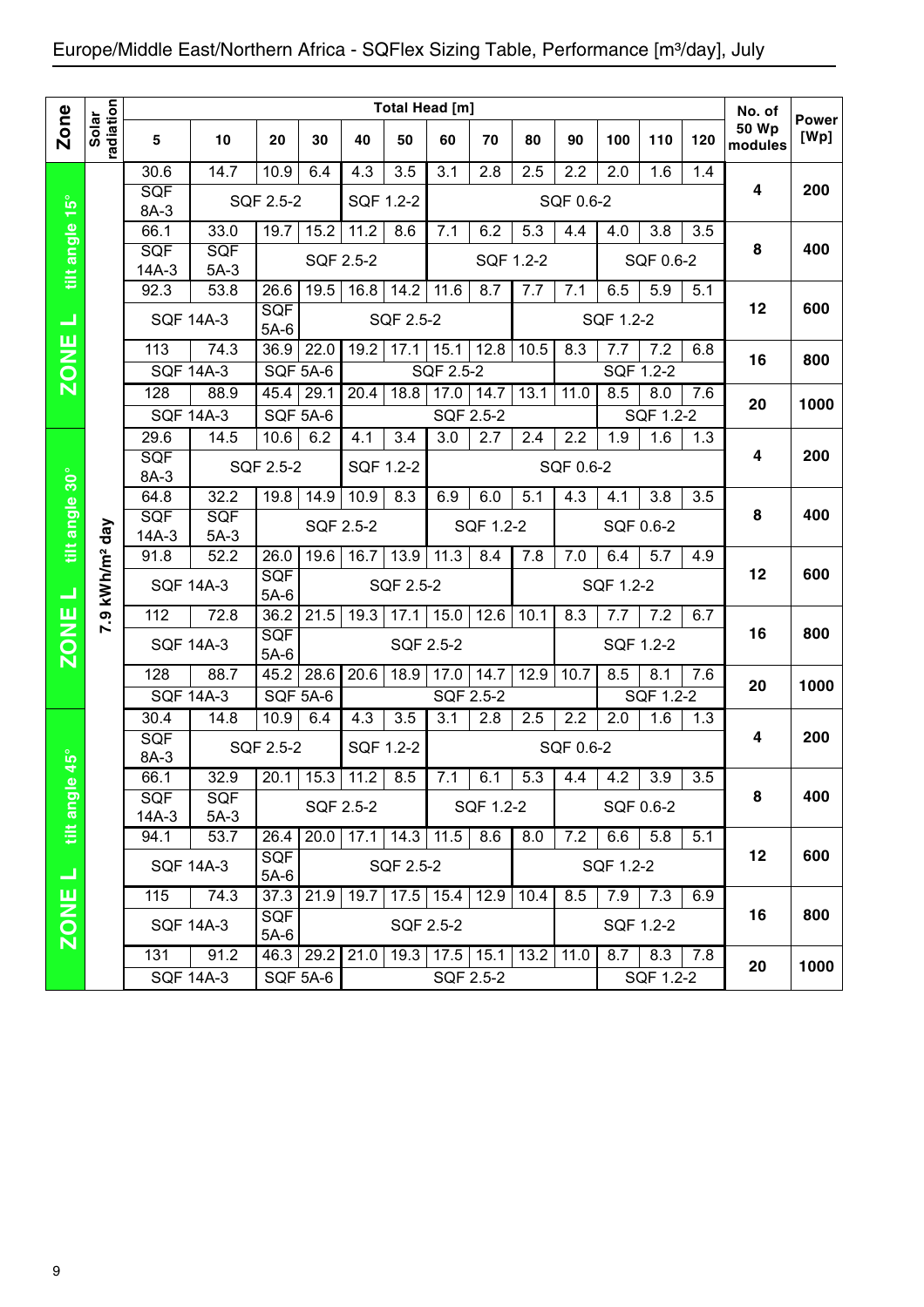## Europe/Middle East/Northern Africa - SQFlex Sizing Table, Performance [m³/day], July

| Zone | Solar radiation | 5 | 10 | 20 | 30 | 40 | 50 | 60 | 70 | 80 | 90 | 100 | 110 | 120 | No. of 50 Wp modules | Power [Wp] |
|---|---|---|---|---|---|---|---|---|---|---|---|---|---|---|---|---|
| | | Total Head [m] | | | | | | | | | | | | | | |
| ZONE L tilt angle 15° | 7.9 kWh/m² day | 30.6 | 14.7 | 10.9 | 6.4 | 4.3 | 3.5 | 3.1 | 2.8 | 2.5 | 2.2 | 2.0 | 1.6 | 1.4 | 4 | 200 |
| | | SQF 8A-3 | SQF 2.5-2 | | | SQF 1.2-2 | | SQF 0.6-2 | | | | | | | | |
| | | 66.1 | 33.0 | 19.7 | 15.2 | 11.2 | 8.6 | 7.1 | 6.2 | 5.3 | 4.4 | 4.0 | 3.8 | 3.5 | 8 | 400 |
| | | SQF 14A-3 | SQF 5A-3 | SQF 2.5-2 | | | | SQF 1.2-2 | | | | SQF 0.6-2 | | | | |
| | | 92.3 | 53.8 | 26.6 | 19.5 | 16.8 | 14.2 | 11.6 | 8.7 | 7.7 | 7.1 | 6.5 | 5.9 | 5.1 | 12 | 600 |
| | | SQF 14A-3 | | SQF 5A-6 | SQF 2.5-2 | | | | | SQF 1.2-2 | | | | | | |
| | | 113 | 74.3 | 36.9 | 22.0 | 19.2 | 17.1 | 15.1 | 12.8 | 10.5 | 8.3 | 7.7 | 7.2 | 6.8 | 16 | 800 |
| | | SQF 14A-3 | | SQF 5A-6 | | SQF 2.5-2 | | | | | | SQF 1.2-2 | | | | |
| | | 128 | 88.9 | 45.4 | 29.1 | 20.4 | 18.8 | 17.0 | 14.7 | 13.1 | 11.0 | 8.5 | 8.0 | 7.6 | 20 | 1000 |
| | | SQF 14A-3 | | SQF 5A-6 | | SQF 2.5-2 | | | | | | SQF 1.2-2 | | | | |
| ZONE L tilt angle 30° | 7.9 kWh/m² day | 29.6 | 14.5 | 10.6 | 6.2 | 4.1 | 3.4 | 3.0 | 2.7 | 2.4 | 2.2 | 1.9 | 1.6 | 1.3 | 4 | 200 |
| | | SQF 8A-3 | SQF 2.5-2 | | | SQF 1.2-2 | | SQF 0.6-2 | | | | | | | | |
| | | 64.8 | 32.2 | 19.8 | 14.9 | 10.9 | 8.3 | 6.9 | 6.0 | 5.1 | 4.3 | 4.1 | 3.8 | 3.5 | 8 | 400 |
| | | SQF 14A-3 | SQF 5A-3 | SQF 2.5-2 | | | | SQF 1.2-2 | | | SQF 0.6-2 | | | | | |
| | | 91.8 | 52.2 | 26.0 | 19.6 | 16.7 | 13.9 | 11.3 | 8.4 | 7.8 | 7.0 | 6.4 | 5.7 | 4.9 | 12 | 600 |
| | | SQF 14A-3 | | SQF 5A-6 | SQF 2.5-2 | | | | | SQF 1.2-2 | | | | | | |
| | | 112 | 72.8 | 36.2 | 21.5 | 19.3 | 17.1 | 15.0 | 12.6 | 10.1 | 8.3 | 7.7 | 7.2 | 6.7 | 16 | 800 |
| | | SQF 14A-3 | | SQF 5A-6 | SQF 2.5-2 | | | | | | SQF 1.2-2 | | | | | |
| | | 128 | 88.7 | 45.2 | 28.6 | 20.6 | 18.9 | 17.0 | 14.7 | 12.9 | 10.7 | 8.5 | 8.1 | 7.6 | 20 | 1000 |
| | | SQF 14A-3 | | SQF 5A-6 | | SQF 2.5-2 | | | | | | SQF 1.2-2 | | | | |
| ZONE L tilt angle 45° | 7.9 kWh/m² day | 30.4 | 14.8 | 10.9 | 6.4 | 4.3 | 3.5 | 3.1 | 2.8 | 2.5 | 2.2 | 2.0 | 1.6 | 1.3 | 4 | 200 |
| | | SQF 8A-3 | SQF 2.5-2 | | | SQF 1.2-2 | | SQF 0.6-2 | | | | | | | | |
| | | 66.1 | 32.9 | 20.1 | 15.3 | 11.2 | 8.5 | 7.1 | 6.1 | 5.3 | 4.4 | 4.2 | 3.9 | 3.5 | 8 | 400 |
| | | SQF 14A-3 | SQF 5A-3 | SQF 2.5-2 | | | | SQF 1.2-2 | | | SQF 0.6-2 | | | | | |
| | | 94.1 | 53.7 | 26.4 | 20.0 | 17.1 | 14.3 | 11.5 | 8.6 | 8.0 | 7.2 | 6.6 | 5.8 | 5.1 | 12 | 600 |
| | | SQF 14A-3 | | SQF 5A-6 | SQF 2.5-2 | | | | | SQF 1.2-2 | | | | | | |
| | | 115 | 74.3 | 37.3 | 21.9 | 19.7 | 17.5 | 15.4 | 12.9 | 10.4 | 8.5 | 7.9 | 7.3 | 6.9 | 16 | 800 |
| | | SQF 14A-3 | | SQF 5A-6 | SQF 2.5-2 | | | | | | SQF 1.2-2 | | | | | |
| | | 131 | 91.2 | 46.3 | 29.2 | 21.0 | 19.3 | 17.5 | 15.1 | 13.2 | 11.0 | 8.7 | 8.3 | 7.8 | 20 | 1000 |
| | | SQF 14A-3 | | SQF 5A-6 | | SQF 2.5-2 | | | | | | SQF 1.2-2 | | | | |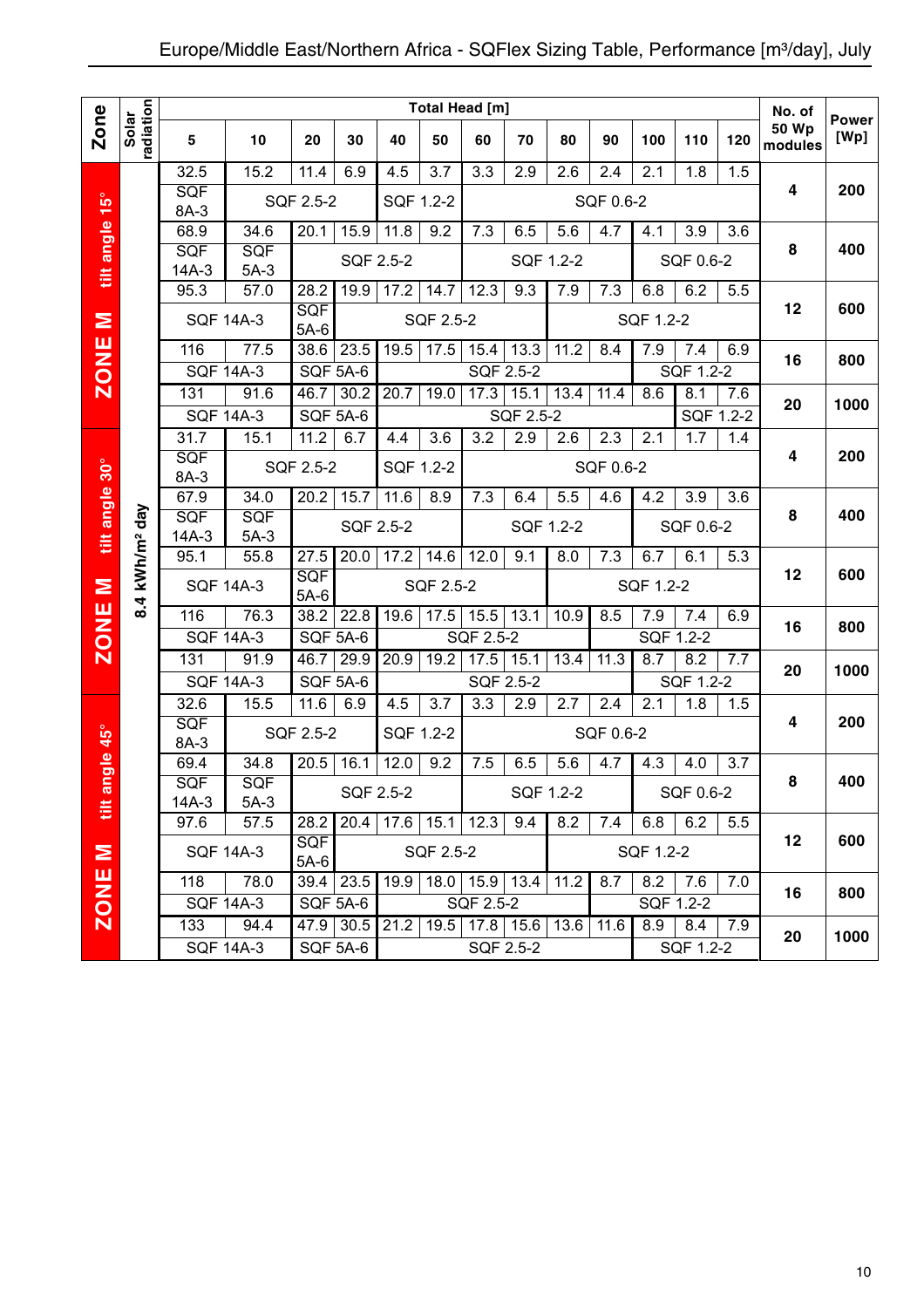# Europe/Middle East/Northern Africa - SQFlex Sizing Table, Performance [m³/day], July

| Zone | Solar radiation | Total Head [m] 5 | 10 | 20 | 30 | 40 | 50 | 60 | 70 | 80 | 90 | 100 | 110 | 120 | No. of 50 Wp modules | Power [Wp] |
|---|---|---|---|---|---|---|---|---|---|---|---|---|---|---|---|---|
| ZONE M tilt angle 15° | 8.4 kWh/m² day | 32.5 | 15.2 | 11.4 | 6.9 | 4.5 | 3.7 | 3.3 | 2.9 | 2.6 | 2.4 | 2.1 | 1.8 | 1.5 | 4 | 200 |
| | | SQF 8A-3 | SQF 2.5-2 | | | SQF 1.2-2 | | SQF 0.6-2 | | | | | | | | |
| | | 68.9 | 34.6 | 20.1 | 15.9 | 11.8 | 9.2 | 7.3 | 6.5 | 5.6 | 4.7 | 4.1 | 3.9 | 3.6 | 8 | 400 |
| | | SQF 14A-3 | SQF 5A-3 | SQF 2.5-2 | | | | SQF 1.2-2 | | | | SQF 0.6-2 | | | | |
| | | 95.3 | 57.0 | 28.2 | 19.9 | 17.2 | 14.7 | 12.3 | 9.3 | 7.9 | 7.3 | 6.8 | 6.2 | 5.5 | 12 | 600 |
| | | SQF 14A-3 | | SQF 5A-6 | SQF 2.5-2 | | | | | SQF 1.2-2 | | | | | | |
| | | 116 | 77.5 | 38.6 | 23.5 | 19.5 | 17.5 | 15.4 | 13.3 | 11.2 | 8.4 | 7.9 | 7.4 | 6.9 | 16 | 800 |
| | | SQF 14A-3 | | SQF 5A-6 | | SQF 2.5-2 | | | | | | SQF 1.2-2 | | | | |
| | | 131 | 91.6 | 46.7 | 30.2 | 20.7 | 19.0 | 17.3 | 15.1 | 13.4 | 11.4 | 8.6 | 8.1 | 7.6 | 20 | 1000 |
| | | SQF 14A-3 | | SQF 5A-6 | | SQF 2.5-2 | | | | | | | SQF 1.2-2 | | | |
| ZONE M tilt angle 30° | | 31.7 | 15.1 | 11.2 | 6.7 | 4.4 | 3.6 | 3.2 | 2.9 | 2.6 | 2.3 | 2.1 | 1.7 | 1.4 | 4 | 200 |
| | | SQF 8A-3 | SQF 2.5-2 | | | SQF 1.2-2 | | SQF 0.6-2 | | | | | | | | |
| | | 67.9 | 34.0 | 20.2 | 15.7 | 11.6 | 8.9 | 7.3 | 6.4 | 5.5 | 4.6 | 4.2 | 3.9 | 3.6 | 8 | 400 |
| | | SQF 14A-3 | SQF 5A-3 | SQF 2.5-2 | | | | SQF 1.2-2 | | | | SQF 0.6-2 | | | | |
| | | 95.1 | 55.8 | 27.5 | 20.0 | 17.2 | 14.6 | 12.0 | 9.1 | 8.0 | 7.3 | 6.7 | 6.1 | 5.3 | 12 | 600 |
| | | SQF 14A-3 | | SQF 5A-6 | SQF 2.5-2 | | | | | SQF 1.2-2 | | | | | | |
| | | 116 | 76.3 | 38.2 | 22.8 | 19.6 | 17.5 | 15.5 | 13.1 | 10.9 | 8.5 | 7.9 | 7.4 | 6.9 | 16 | 800 |
| | | SQF 14A-3 | | SQF 5A-6 | | SQF 2.5-2 | | | | | SQF 1.2-2 | | | | | |
| | | 131 | 91.9 | 46.7 | 29.9 | 20.9 | 19.2 | 17.5 | 15.1 | 13.4 | 11.3 | 8.7 | 8.2 | 7.7 | 20 | 1000 |
| | | SQF 14A-3 | | SQF 5A-6 | | SQF 2.5-2 | | | | | | SQF 1.2-2 | | | | |
| ZONE M tilt angle 45° | | 32.6 | 15.5 | 11.6 | 6.9 | 4.5 | 3.7 | 3.3 | 2.9 | 2.7 | 2.4 | 2.1 | 1.8 | 1.5 | 4 | 200 |
| | | SQF 8A-3 | SQF 2.5-2 | | | SQF 1.2-2 | | SQF 0.6-2 | | | | | | | | |
| | | 69.4 | 34.8 | 20.5 | 16.1 | 12.0 | 9.2 | 7.5 | 6.5 | 5.6 | 4.7 | 4.3 | 4.0 | 3.7 | 8 | 400 |
| | | SQF 14A-3 | SQF 5A-3 | SQF 2.5-2 | | | | SQF 1.2-2 | | | | SQF 0.6-2 | | | | |
| | | 97.6 | 57.5 | 28.2 | 20.4 | 17.6 | 15.1 | 12.3 | 9.4 | 8.2 | 7.4 | 6.8 | 6.2 | 5.5 | 12 | 600 |
| | | SQF 14A-3 | | SQF 5A-6 | SQF 2.5-2 | | | | | SQF 1.2-2 | | | | | | |
| | | 118 | 78.0 | 39.4 | 23.5 | 19.9 | 18.0 | 15.9 | 13.4 | 11.2 | 8.7 | 8.2 | 7.6 | 7.0 | 16 | 800 |
| | | SQF 14A-3 | | SQF 5A-6 | | SQF 2.5-2 | | | | | SQF 1.2-2 | | | | | |
| | | 133 | 94.4 | 47.9 | 30.5 | 21.2 | 19.5 | 17.8 | 15.6 | 13.6 | 11.6 | 8.9 | 8.4 | 7.9 | 20 | 1000 |
| | | SQF 14A-3 | | SQF 5A-6 | | SQF 2.5-2 | | | | | | SQF 1.2-2 | | | | |